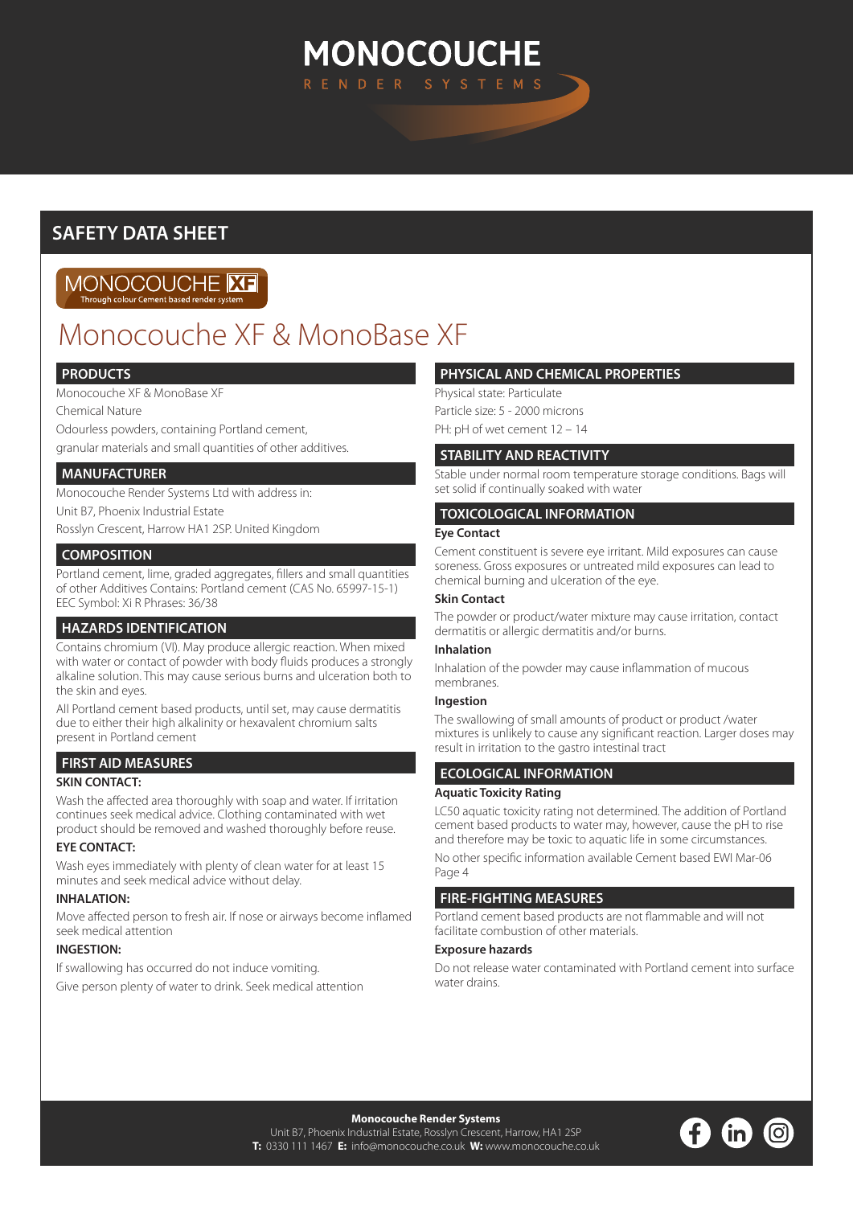# MONOCOUCHE

RENDER SYSTEMS

## SAFETY DATA SHEET

MONOCOUCHE XF
Through colour Cement based render system

# Monocouche XF & MonoBase XF

## PRODUCTS

Monocouche XF & MonoBase XF

Chemical Nature

Odourless powders, containing Portland cement, granular materials and small quantities of other additives.

## MANUFACTURER

Monocouche Render Systems Ltd with address in:

Unit B7, Phoenix Industrial Estate

Rosslyn Crescent, Harrow HA1 2SP. United Kingdom

## COMPOSITION

Portland cement, lime, graded aggregates, fillers and small quantities of other Additives Contains: Portland cement (CAS No. 65997-15-1) EEC Symbol: Xi R Phrases: 36/38

## HAZARDS IDENTIFICATION

Contains chromium (VI). May produce allergic reaction. When mixed with water or contact of powder with body fluids produces a strongly alkaline solution. This may cause serious burns and ulceration both to the skin and eyes.

All Portland cement based products, until set, may cause dermatitis due to either their high alkalinity or hexavalent chromium salts present in Portland cement

## FIRST AID MEASURES

### SKIN CONTACT:

Wash the affected area thoroughly with soap and water. If irritation continues seek medical advice. Clothing contaminated with wet product should be removed and washed thoroughly before reuse.

### EYE CONTACT:

Wash eyes immediately with plenty of clean water for at least 15 minutes and seek medical advice without delay.

### INHALATION:

Move affected person to fresh air. If nose or airways become inflamed seek medical attention

### INGESTION:

If swallowing has occurred do not induce vomiting.

Give person plenty of water to drink. Seek medical attention

## PHYSICAL AND CHEMICAL PROPERTIES

Physical state: Particulate

Particle size: 5 - 2000 microns

PH: pH of wet cement 12 – 14

## STABILITY AND REACTIVITY

Stable under normal room temperature storage conditions. Bags will set solid if continually soaked with water

## TOXICOLOGICAL INFORMATION

### Eye Contact

Cement constituent is severe eye irritant. Mild exposures can cause soreness. Gross exposures or untreated mild exposures can lead to chemical burning and ulceration of the eye.

### Skin Contact

The powder or product/water mixture may cause irritation, contact dermatitis or allergic dermatitis and/or burns.

### Inhalation

Inhalation of the powder may cause inflammation of mucous membranes.

### Ingestion

The swallowing of small amounts of product or product /water mixtures is unlikely to cause any significant reaction. Larger doses may result in irritation to the gastro intestinal tract

## ECOLOGICAL INFORMATION

### Aquatic Toxicity Rating

LC50 aquatic toxicity rating not determined. The addition of Portland cement based products to water may, however, cause the pH to rise and therefore may be toxic to aquatic life in some circumstances.

No other specific information available Cement based EWI Mar-06 Page 4

## FIRE-FIGHTING MEASURES

Portland cement based products are not flammable and will not facilitate combustion of other materials.

### Exposure hazards

Do not release water contaminated with Portland cement into surface water drains.

**Monocouche Render Systems**
Unit B7, Phoenix Industrial Estate, Rosslyn Crescent, Harrow, HA1 2SP
**T:** 0330 111 1467 **E:** info@monocouche.co.uk **W:** www.monocouche.co.uk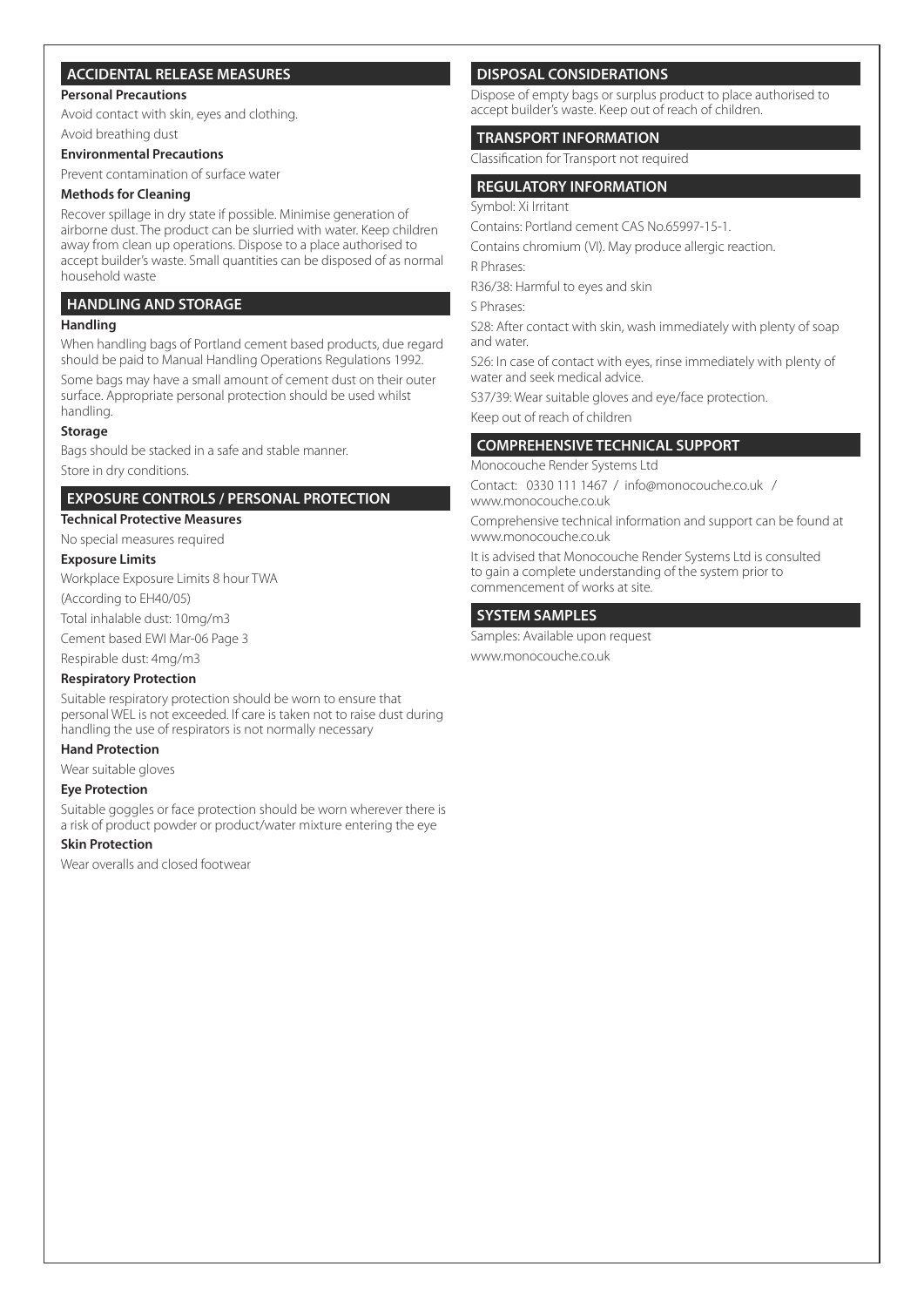## ACCIDENTAL RELEASE MEASURES

**Personal Precautions**

Avoid contact with skin, eyes and clothing.

Avoid breathing dust

**Environmental Precautions**

Prevent contamination of surface water

**Methods for Cleaning**

Recover spillage in dry state if possible. Minimise generation of airborne dust. The product can be slurried with water. Keep children away from clean up operations. Dispose to a place authorised to accept builder's waste. Small quantities can be disposed of as normal household waste

## HANDLING AND STORAGE

**Handling**

When handling bags of Portland cement based products, due regard should be paid to Manual Handling Operations Regulations 1992.

Some bags may have a small amount of cement dust on their outer surface. Appropriate personal protection should be used whilst handling.

**Storage**

Bags should be stacked in a safe and stable manner.

Store in dry conditions.

## EXPOSURE CONTROLS / PERSONAL PROTECTION

**Technical Protective Measures**

No special measures required

**Exposure Limits**

Workplace Exposure Limits 8 hour TWA

(According to EH40/05)

Total inhalable dust: 10mg/m3

Cement based EWI Mar-06 Page 3

Respirable dust: 4mg/m3

**Respiratory Protection**

Suitable respiratory protection should be worn to ensure that personal WEL is not exceeded. If care is taken not to raise dust during handling the use of respirators is not normally necessary

**Hand Protection**

Wear suitable gloves

**Eye Protection**

Suitable goggles or face protection should be worn wherever there is a risk of product powder or product/water mixture entering the eye

**Skin Protection**

Wear overalls and closed footwear

## DISPOSAL CONSIDERATIONS

Dispose of empty bags or surplus product to place authorised to accept builder's waste. Keep out of reach of children.

## TRANSPORT INFORMATION

Classification for Transport not required

## REGULATORY INFORMATION

Symbol: Xi Irritant

Contains: Portland cement CAS No.65997-15-1.

Contains chromium (VI). May produce allergic reaction.

R Phrases:

R36/38: Harmful to eyes and skin

S Phrases:

S28: After contact with skin, wash immediately with plenty of soap and water.

S26: In case of contact with eyes, rinse immediately with plenty of water and seek medical advice.

S37/39: Wear suitable gloves and eye/face protection.

Keep out of reach of children

## COMPREHENSIVE TECHNICAL SUPPORT

Monocouche Render Systems Ltd

Contact: 0330 111 1467 / info@monocouche.co.uk / www.monocouche.co.uk

Comprehensive technical information and support can be found at www.monocouche.co.uk

It is advised that Monocouche Render Systems Ltd is consulted to gain a complete understanding of the system prior to commencement of works at site.

## SYSTEM SAMPLES

Samples: Available upon request

www.monocouche.co.uk